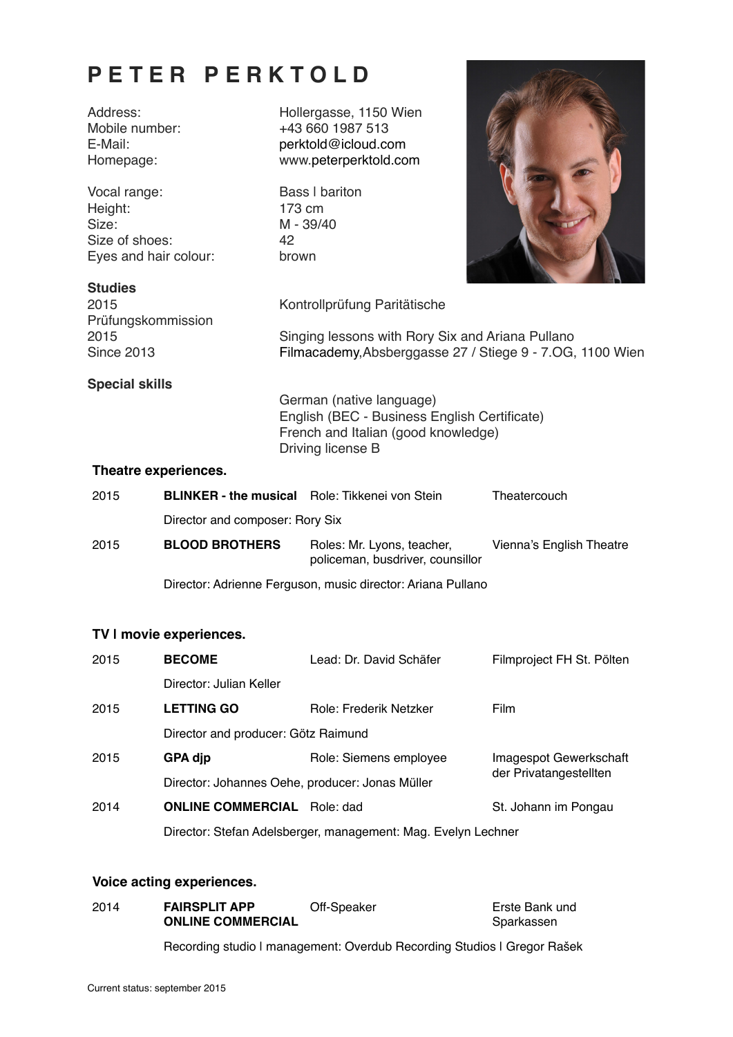# PETER PERKTOLD

| | |
|---|---|
| Address: | Hollergasse, 1150 Wien |
| Mobile number: | +43 660 1987 513 |
| E-Mail: | perktold@icloud.com |
| Homepage: | www.peterperktold.com |

| | |
|---|---|
| Vocal range: | Bass I bariton |
| Height: | 173 cm |
| Size: | M - 39/40 |
| Size of shoes: | 42 |
| Eyes and hair colour: | brown |

**Studies**

| | |
|---|---|
| 2015 | Kontrollprüfung Paritätische Prüfungskommission |
| 2015 | Singing lessons with Rory Six and Ariana Pullano |
| Since 2013 | Filmacademy,Absberggasse 27 / Stiege 9 - 7.OG, 1100 Wien |

**Special skills**

German (native language)
English (BEC - Business English Certificate)
French and Italian (good knowledge)
Driving license B

**Theatre experiences.**

| | | | |
|---|---|---|---|
| 2015 | **BLINKER - the musical** | Role: Tikkenei von Stein | Theatercouch |
| | Director and composer: Rory Six | | |
| 2015 | **BLOOD BROTHERS** | Roles: Mr. Lyons, teacher, policeman, busdriver, counsillor | Vienna's English Theatre |
| | Director: Adrienne Ferguson, music director: Ariana Pullano | | |

**TV I movie experiences.**

| | | | |
|---|---|---|---|
| 2015 | **BECOME** | Lead: Dr. David Schäfer | Filmproject FH St. Pölten |
| | Director: Julian Keller | | |
| 2015 | **LETTING GO** | Role: Frederik Netzker | Film |
| | Director and producer: Götz Raimund | | |
| 2015 | **GPA djp** | Role: Siemens employee | Imagespot Gewerkschaft der Privatangestellten |
| | Director: Johannes Oehe, producer: Jonas Müller | | |
| 2014 | **ONLINE COMMERCIAL** | Role: dad | St. Johann im Pongau |
| | Director: Stefan Adelsberger, management: Mag. Evelyn Lechner | | |

**Voice acting experiences.**

| | | | |
|---|---|---|---|
| 2014 | **FAIRSPLIT APP ONLINE COMMERCIAL** | Off-Speaker | Erste Bank und Sparkassen |
| | Recording studio I management: Overdub Recording Studios I Gregor Rašek | | |

Current status: september 2015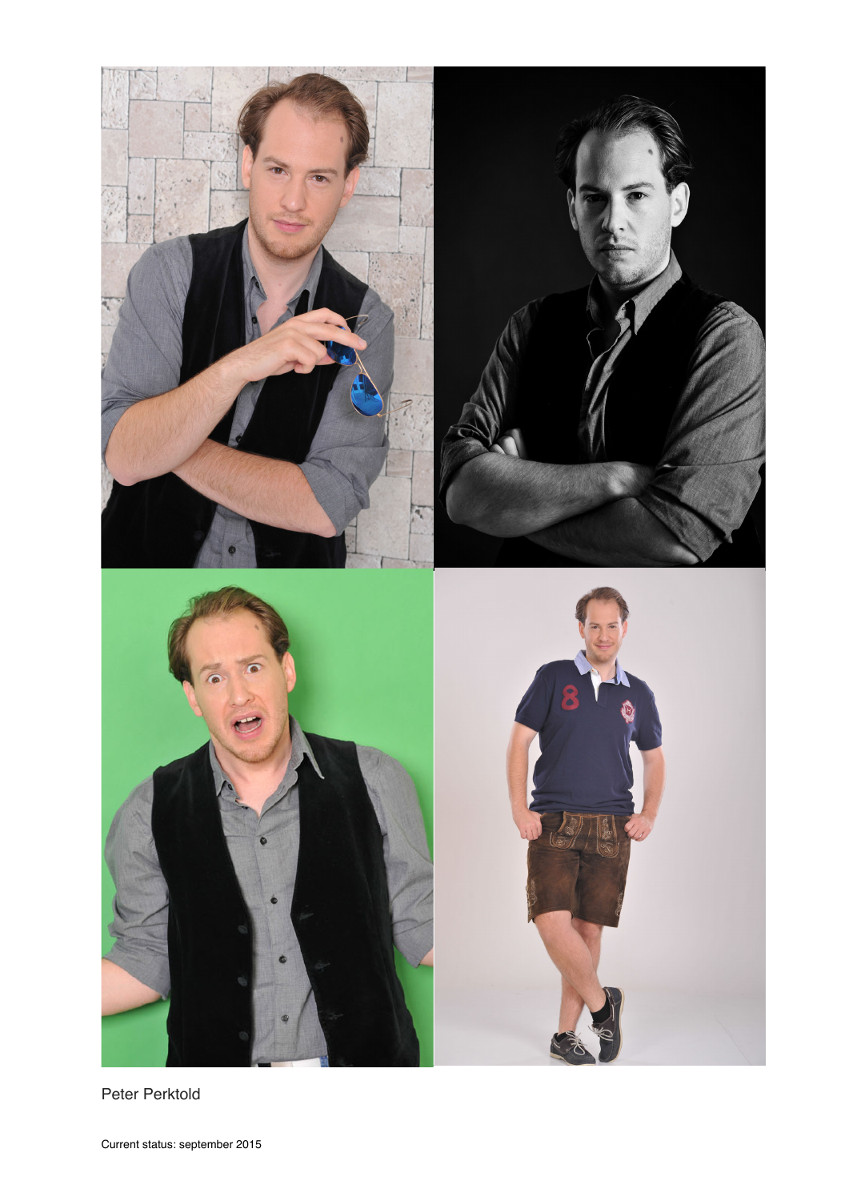Peter Perktold

Current status: september 2015